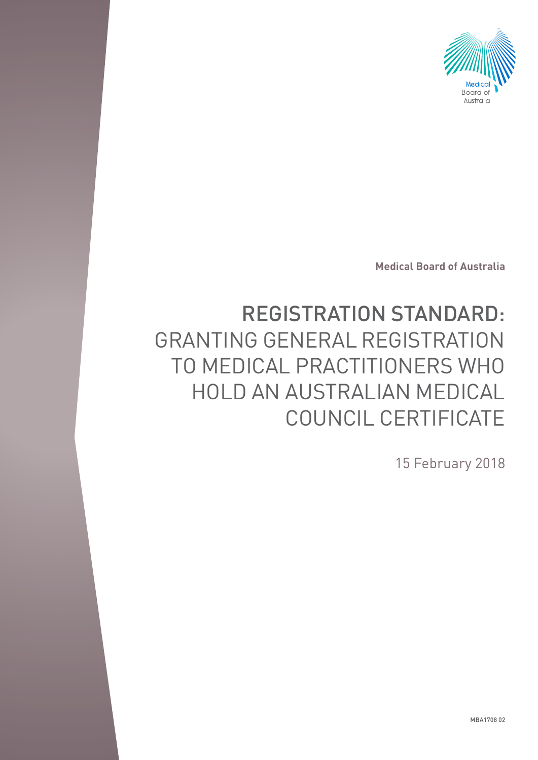Medical Board of Australia

# REGISTRATION STANDARD: GRANTING GENERAL REGISTRATION TO MEDICAL PRACTITIONERS WHO HOLD AN AUSTRALIAN MEDICAL COUNCIL CERTIFICATE

15 February 2018

MBA1708 02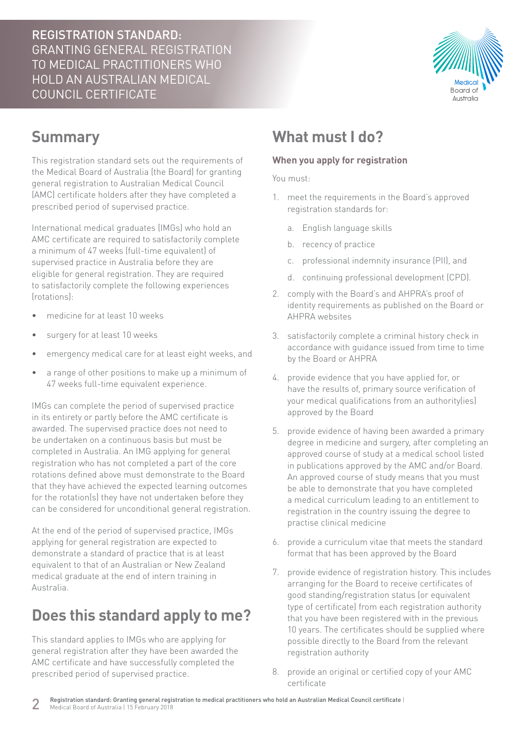## Summary

This registration standard sets out the requirements of the Medical Board of Australia (the Board) for granting general registration to Australian Medical Council (AMC) certificate holders after they have completed a prescribed period of supervised practice.

International medical graduates (IMGs) who hold an AMC certificate are required to satisfactorily complete a minimum of 47 weeks (full-time equivalent) of supervised practice in Australia before they are eligible for general registration. They are required to satisfactorily complete the following experiences (rotations):

- medicine for at least 10 weeks
- surgery for at least 10 weeks
- emergency medical care for at least eight weeks, and
- a range of other positions to make up a minimum of 47 weeks full-time equivalent experience.

IMGs can complete the period of supervised practice in its entirety or partly before the AMC certificate is awarded. The supervised practice does not need to be undertaken on a continuous basis but must be completed in Australia. An IMG applying for general registration who has not completed a part of the core rotations defined above must demonstrate to the Board that they have achieved the expected learning outcomes for the rotation(s) they have not undertaken before they can be considered for unconditional general registration.

At the end of the period of supervised practice, IMGs applying for general registration are expected to demonstrate a standard of practice that is at least equivalent to that of an Australian or New Zealand medical graduate at the end of intern training in Australia.

## Does this standard apply to me?

This standard applies to IMGs who are applying for general registration after they have been awarded the AMC certificate and have successfully completed the prescribed period of supervised practice.

## What must I do?

### When you apply for registration

You must:

1. meet the requirements in the Board's approved registration standards for:
    a. English language skills
    b. recency of practice
    c. professional indemnity insurance (PII), and
    d. continuing professional development (CPD).
2. comply with the Board's and AHPRA's proof of identity requirements as published on the Board or AHPRA websites
3. satisfactorily complete a criminal history check in accordance with guidance issued from time to time by the Board or AHPRA
4. provide evidence that you have applied for, or have the results of, primary source verification of your medical qualifications from an authority(ies) approved by the Board
5. provide evidence of having been awarded a primary degree in medicine and surgery, after completing an approved course of study at a medical school listed in publications approved by the AMC and/or Board. An approved course of study means that you must be able to demonstrate that you have completed a medical curriculum leading to an entitlement to registration in the country issuing the degree to practise clinical medicine
6. provide a curriculum vitae that meets the standard format that has been approved by the Board
7. provide evidence of registration history. This includes arranging for the Board to receive certificates of good standing/registration status (or equivalent type of certificate) from each registration authority that you have been registered with in the previous 10 years. The certificates should be supplied where possible directly to the Board from the relevant registration authority
8. provide an original or certified copy of your AMC certificate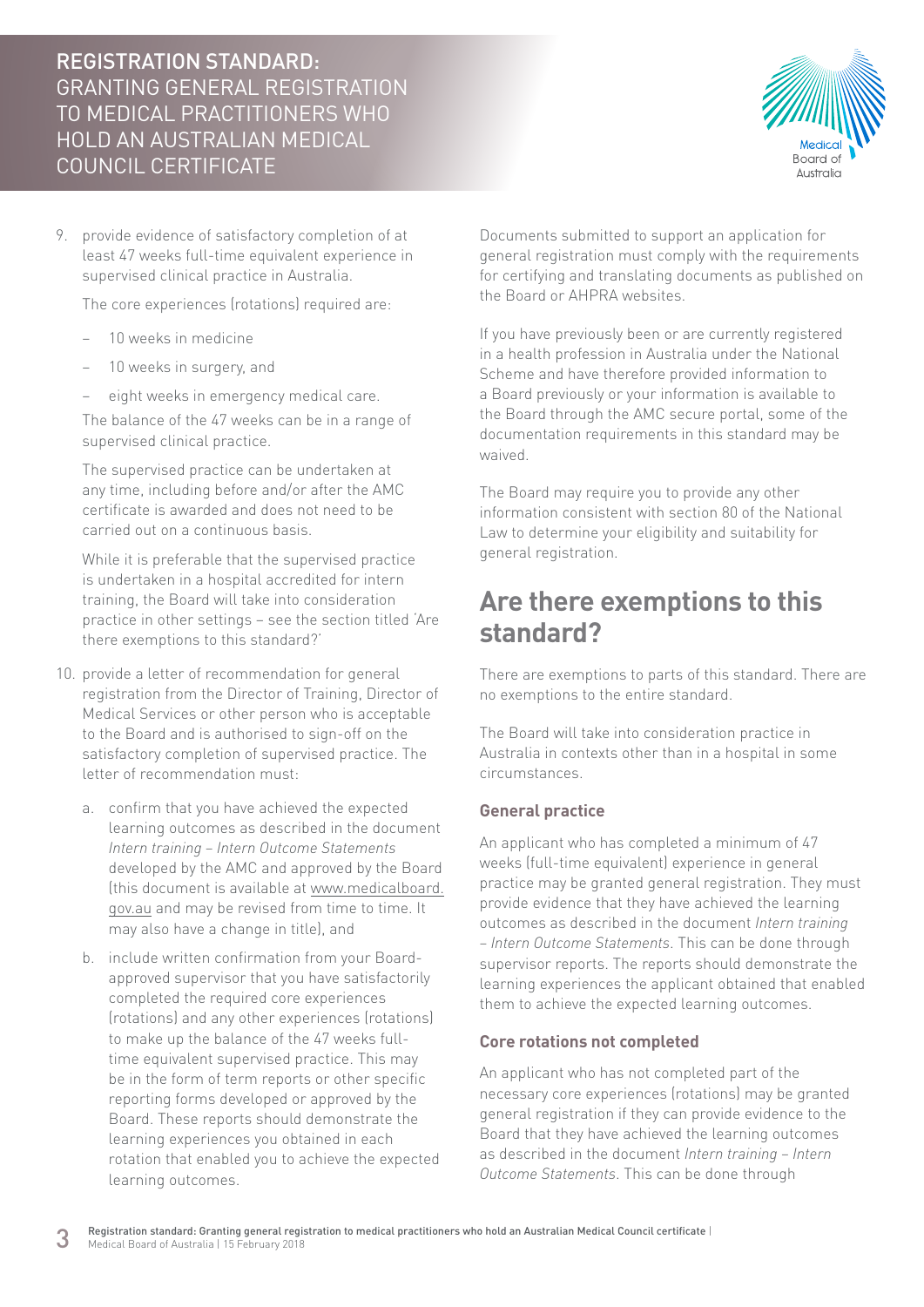9. provide evidence of satisfactory completion of at least 47 weeks full-time equivalent experience in supervised clinical practice in Australia.

   The core experiences (rotations) required are:

   - 10 weeks in medicine
   - 10 weeks in surgery, and
   - eight weeks in emergency medical care.

   The balance of the 47 weeks can be in a range of supervised clinical practice.

   The supervised practice can be undertaken at any time, including before and/or after the AMC certificate is awarded and does not need to be carried out on a continuous basis.

   While it is preferable that the supervised practice is undertaken in a hospital accredited for intern training, the Board will take into consideration practice in other settings – see the section titled 'Are there exemptions to this standard?'

10. provide a letter of recommendation for general registration from the Director of Training, Director of Medical Services or other person who is acceptable to the Board and is authorised to sign-off on the satisfactory completion of supervised practice. The letter of recommendation must:

    a. confirm that you have achieved the expected learning outcomes as described in the document *Intern training – Intern Outcome Statements* developed by the AMC and approved by the Board (this document is available at www.medicalboard.gov.au and may be revised from time to time. It may also have a change in title), and

    b. include written confirmation from your Board-approved supervisor that you have satisfactorily completed the required core experiences (rotations) and any other experiences (rotations) to make up the balance of the 47 weeks full-time equivalent supervised practice. This may be in the form of term reports or other specific reporting forms developed or approved by the Board. These reports should demonstrate the learning experiences you obtained in each rotation that enabled you to achieve the expected learning outcomes.

Documents submitted to support an application for general registration must comply with the requirements for certifying and translating documents as published on the Board or AHPRA websites.

If you have previously been or are currently registered in a health profession in Australia under the National Scheme and have therefore provided information to a Board previously or your information is available to the Board through the AMC secure portal, some of the documentation requirements in this standard may be waived.

The Board may require you to provide any other information consistent with section 80 of the National Law to determine your eligibility and suitability for general registration.

## Are there exemptions to this standard?

There are exemptions to parts of this standard. There are no exemptions to the entire standard.

The Board will take into consideration practice in Australia in contexts other than in a hospital in some circumstances.

### General practice

An applicant who has completed a minimum of 47 weeks (full-time equivalent) experience in general practice may be granted general registration. They must provide evidence that they have achieved the learning outcomes as described in the document *Intern training – Intern Outcome Statements*. This can be done through supervisor reports. The reports should demonstrate the learning experiences the applicant obtained that enabled them to achieve the expected learning outcomes.

### Core rotations not completed

An applicant who has not completed part of the necessary core experiences (rotations) may be granted general registration if they can provide evidence to the Board that they have achieved the learning outcomes as described in the document *Intern training – Intern Outcome Statements*. This can be done through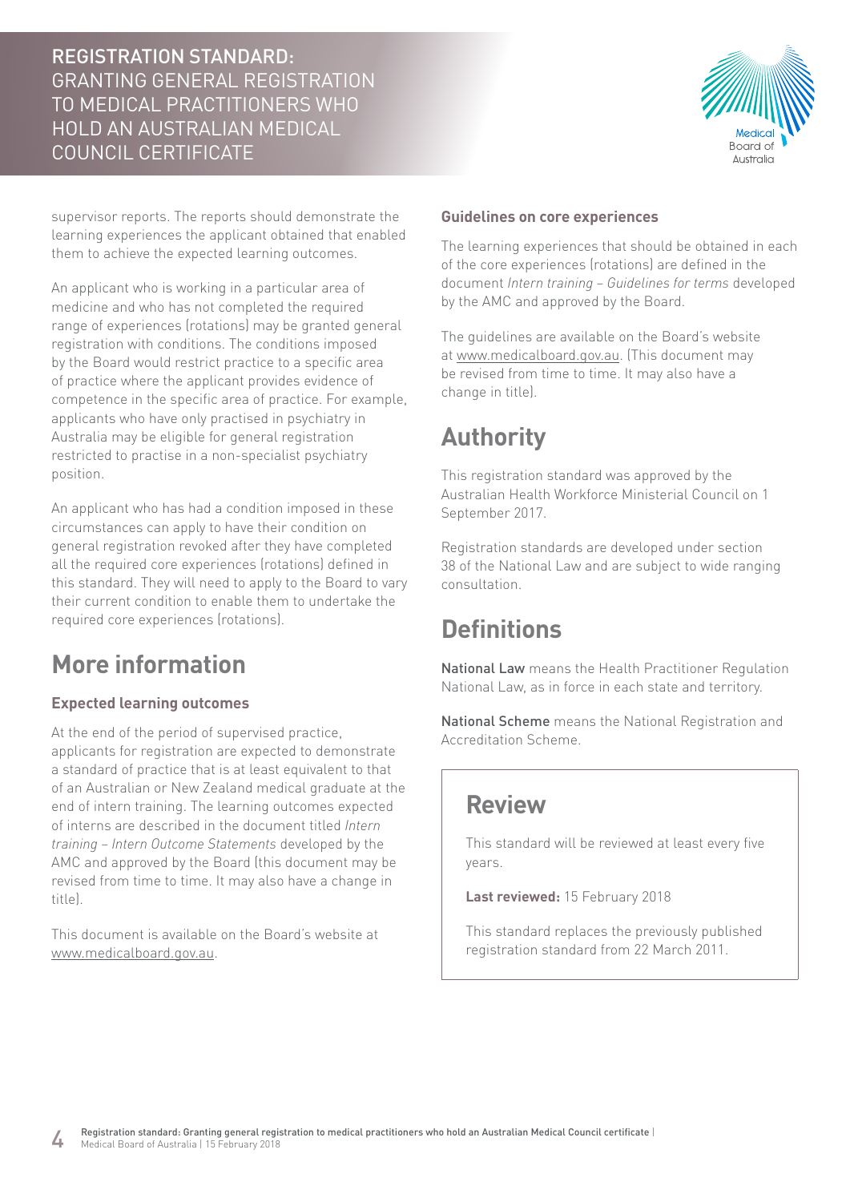supervisor reports. The reports should demonstrate the learning experiences the applicant obtained that enabled them to achieve the expected learning outcomes.

An applicant who is working in a particular area of medicine and who has not completed the required range of experiences (rotations) may be granted general registration with conditions. The conditions imposed by the Board would restrict practice to a specific area of practice where the applicant provides evidence of competence in the specific area of practice. For example, applicants who have only practised in psychiatry in Australia may be eligible for general registration restricted to practise in a non-specialist psychiatry position.

An applicant who has had a condition imposed in these circumstances can apply to have their condition on general registration revoked after they have completed all the required core experiences (rotations) defined in this standard. They will need to apply to the Board to vary their current condition to enable them to undertake the required core experiences (rotations).

## More information

### Expected learning outcomes

At the end of the period of supervised practice, applicants for registration are expected to demonstrate a standard of practice that is at least equivalent to that of an Australian or New Zealand medical graduate at the end of intern training. The learning outcomes expected of interns are described in the document titled *Intern training – Intern Outcome Statements* developed by the AMC and approved by the Board (this document may be revised from time to time. It may also have a change in title).

This document is available on the Board's website at www.medicalboard.gov.au.

### Guidelines on core experiences

The learning experiences that should be obtained in each of the core experiences (rotations) are defined in the document *Intern training – Guidelines for terms* developed by the AMC and approved by the Board.

The guidelines are available on the Board's website at www.medicalboard.gov.au. (This document may be revised from time to time. It may also have a change in title).

## Authority

This registration standard was approved by the Australian Health Workforce Ministerial Council on 1 September 2017.

Registration standards are developed under section 38 of the National Law and are subject to wide ranging consultation.

## Definitions

**National Law** means the Health Practitioner Regulation National Law, as in force in each state and territory.

**National Scheme** means the National Registration and Accreditation Scheme.

## Review

This standard will be reviewed at least every five years.

**Last reviewed:** 15 February 2018

This standard replaces the previously published registration standard from 22 March 2011.